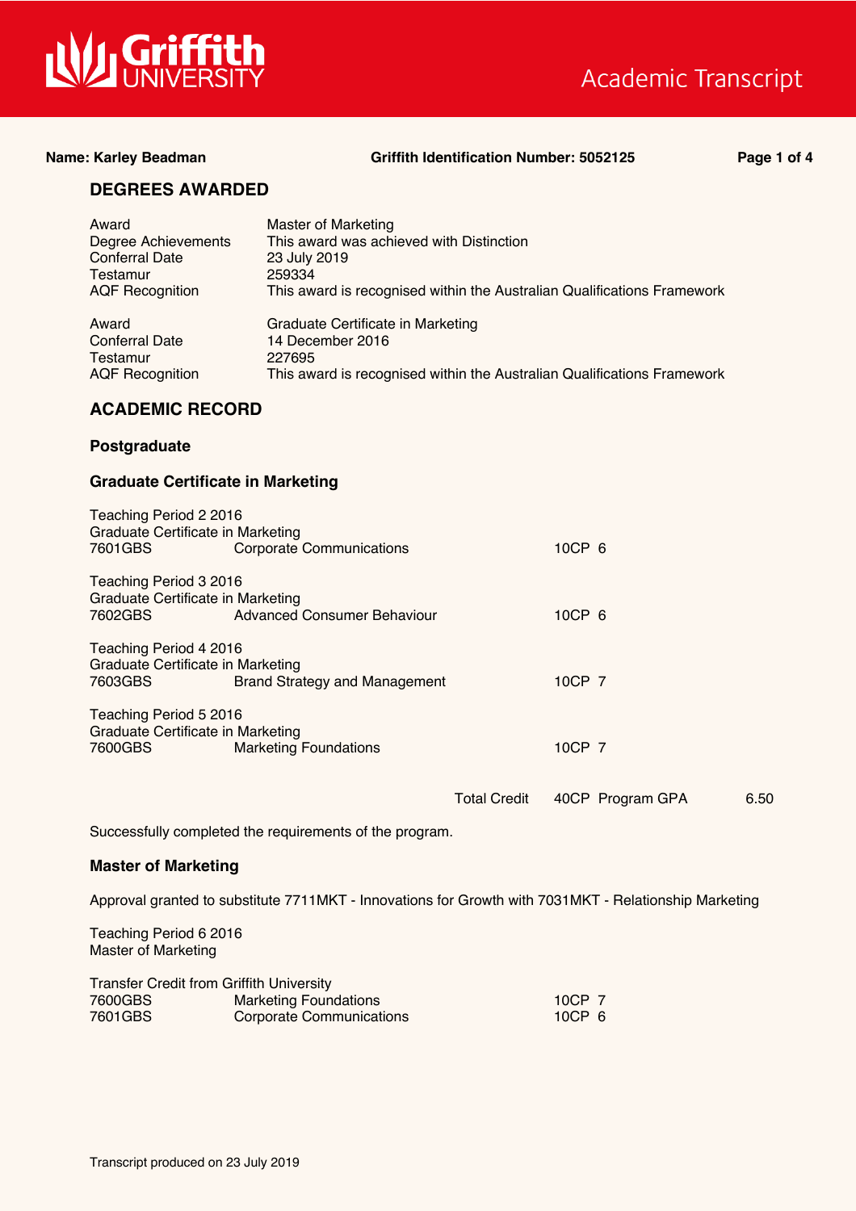# Griffith UNIVERSITY — Academic Transcript

**Name: Karley Beadman** **Griffith Identification Number: 5052125**

## DEGREES AWARDED

| | |
|---|---|
| Award | Master of Marketing |
| Degree Achievements | This award was achieved with Distinction |
| Conferral Date | 23 July 2019 |
| Testamur | 259334 |
| AQF Recognition | This award is recognised within the Australian Qualifications Framework |

| | |
|---|---|
| Award | Graduate Certificate in Marketing |
| Conferral Date | 14 December 2016 |
| Testamur | 227695 |
| AQF Recognition | This award is recognised within the Australian Qualifications Framework |

## ACADEMIC RECORD

### Postgraduate

### Graduate Certificate in Marketing

Teaching Period 2 2016
Graduate Certificate in Marketing

| | | | |
|---|---|---|---|
| 7601GBS | Corporate Communications | 10CP | 6 |

Teaching Period 3 2016
Graduate Certificate in Marketing

| | | | |
|---|---|---|---|
| 7602GBS | Advanced Consumer Behaviour | 10CP | 6 |

Teaching Period 4 2016
Graduate Certificate in Marketing

| | | | |
|---|---|---|---|
| 7603GBS | Brand Strategy and Management | 10CP | 7 |

Teaching Period 5 2016
Graduate Certificate in Marketing

| | | | |
|---|---|---|---|
| 7600GBS | Marketing Foundations | 10CP | 7 |

Total Credit 40CP Program GPA 6.50

Successfully completed the requirements of the program.

### Master of Marketing

Approval granted to substitute 7711MKT - Innovations for Growth with 7031MKT - Relationship Marketing

Teaching Period 6 2016
Master of Marketing

Transfer Credit from Griffith University

| | | | |
|---|---|---|---|
| 7600GBS | Marketing Foundations | 10CP | 7 |
| 7601GBS | Corporate Communications | 10CP | 6 |

Transcript produced on 23 July 2019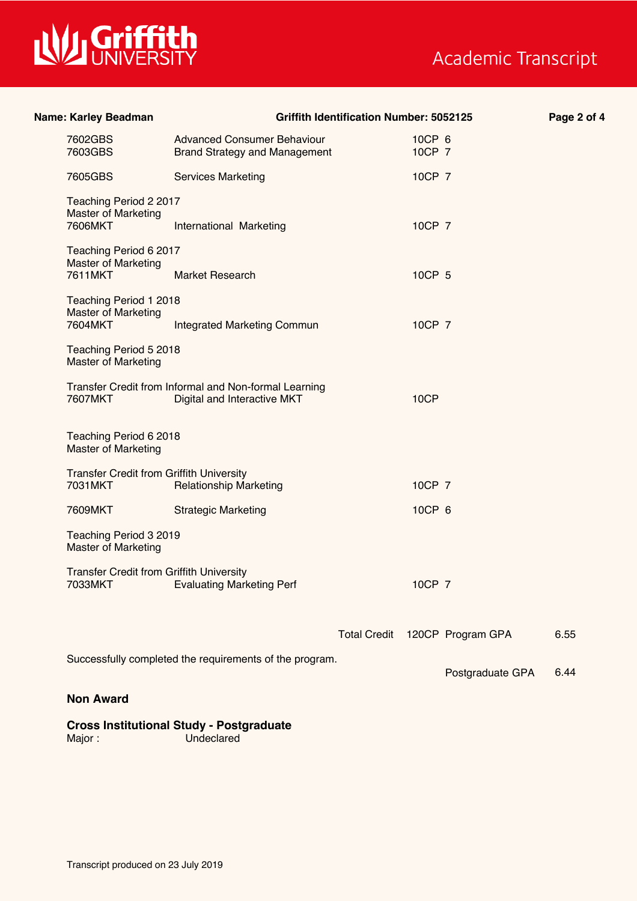**Name: Karley Beadman** **Griffith Identification Number: 5052125**

| | | | |
|---|---|---|---|
| 7602GBS | Advanced Consumer Behaviour | 10CP | 6 |
| 7603GBS | Brand Strategy and Management | 10CP | 7 |
| 7605GBS | Services Marketing | 10CP | 7 |

Teaching Period 2 2017
Master of Marketing

| | | | |
|---|---|---|---|
| 7606MKT | International Marketing | 10CP | 7 |

Teaching Period 6 2017
Master of Marketing

| | | | |
|---|---|---|---|
| 7611MKT | Market Research | 10CP | 5 |

Teaching Period 1 2018
Master of Marketing

| | | | |
|---|---|---|---|
| 7604MKT | Integrated Marketing Commun | 10CP | 7 |

Teaching Period 5 2018
Master of Marketing

Transfer Credit from Informal and Non-formal Learning

| | | | |
|---|---|---|---|
| 7607MKT | Digital and Interactive MKT | 10CP | |

Teaching Period 6 2018
Master of Marketing

Transfer Credit from Griffith University

| | | | |
|---|---|---|---|
| 7031MKT | Relationship Marketing | 10CP | 7 |
| 7609MKT | Strategic Marketing | 10CP | 6 |

Teaching Period 3 2019
Master of Marketing

Transfer Credit from Griffith University

| | | | |
|---|---|---|---|
| 7033MKT | Evaluating Marketing Perf | 10CP | 7 |

Total Credit 120CP Program GPA 6.55

Successfully completed the requirements of the program.

Postgraduate GPA 6.44

**Non Award**

**Cross Institutional Study - Postgraduate**
Major : Undeclared

Transcript produced on 23 July 2019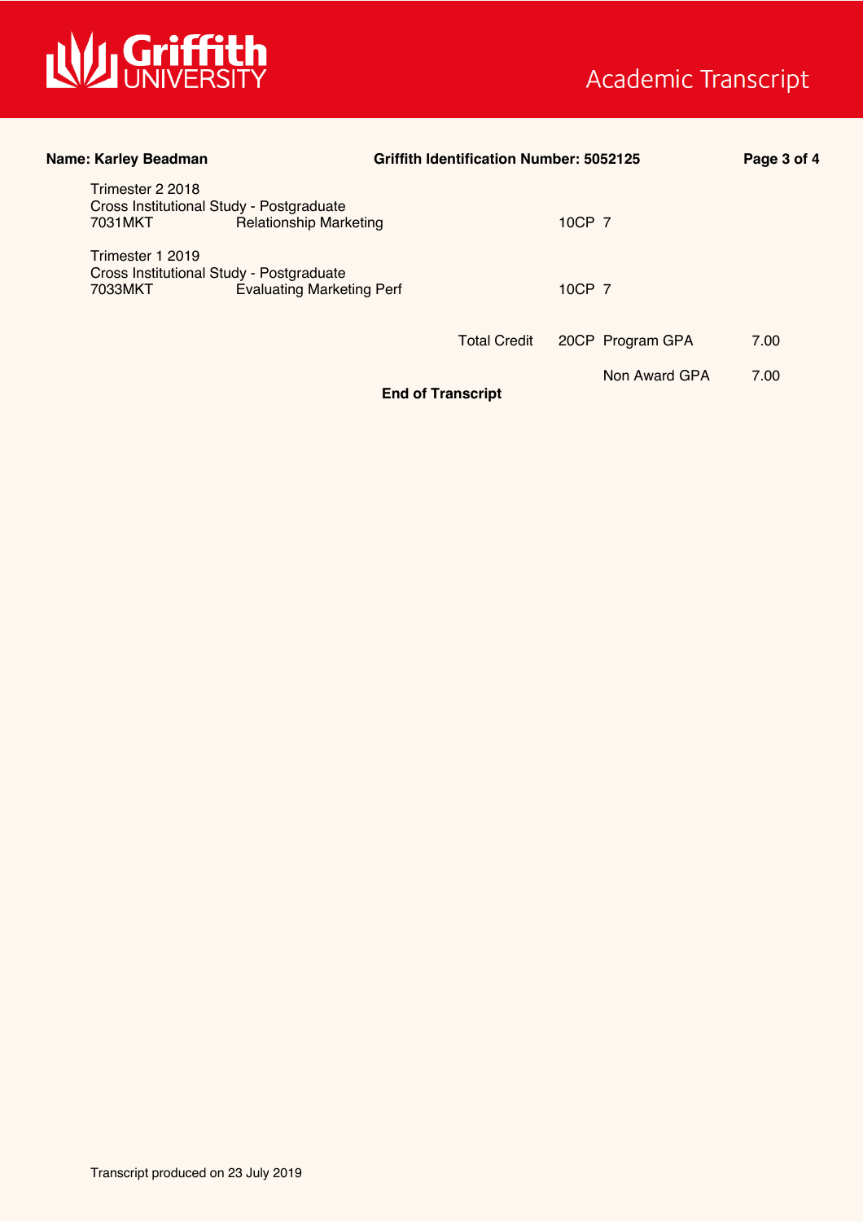**Name: Karley Beadman** **Griffith Identification Number: 5052125**

Trimester 2 2018
Cross Institutional Study - Postgraduate

| Code | Course | Credit | Grade |
|---|---|---|---|
| 7031MKT | Relationship Marketing | 10CP | 7 |

Trimester 1 2019
Cross Institutional Study - Postgraduate

| Code | Course | Credit | Grade |
|---|---|---|---|
| 7033MKT | Evaluating Marketing Perf | 10CP | 7 |

| | | |
|---|---|---|
| Total Credit 20CP | Program GPA | 7.00 |
| | Non Award GPA | 7.00 |

**End of Transcript**

Transcript produced on 23 July 2019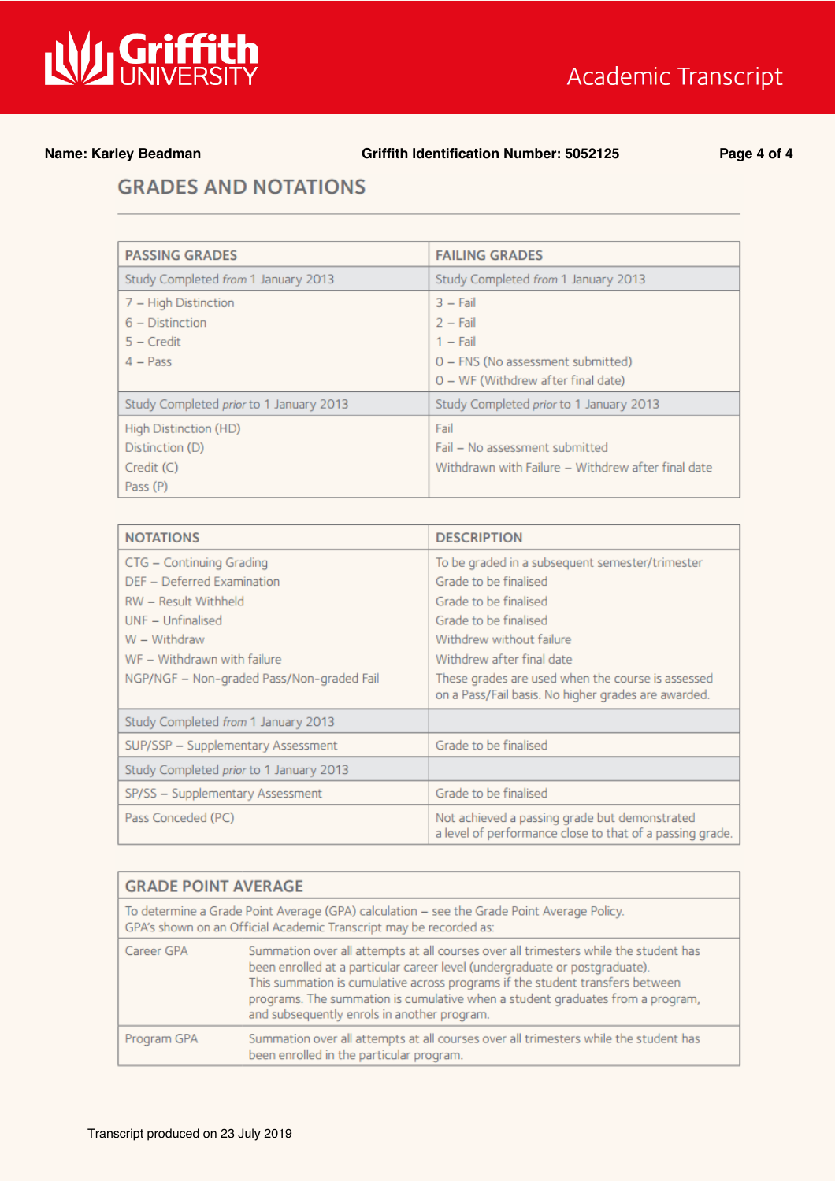Griffith UNIVERSITY

Academic Transcript

**Name: Karley Beadman** **Griffith Identification Number: 5052125**

## GRADES AND NOTATIONS

| PASSING GRADES | FAILING GRADES |
|---|---|
| Study Completed *from* 1 January 2013 | Study Completed *from* 1 January 2013 |
| 7 – High Distinction<br>6 – Distinction<br>5 – Credit<br>4 – Pass | 3 – Fail<br>2 – Fail<br>1 – Fail<br>0 – FNS (No assessment submitted)<br>0 – WF (Withdrew after final date) |
| Study Completed *prior* to 1 January 2013 | Study Completed *prior* to 1 January 2013 |
| High Distinction (HD)<br>Distinction (D)<br>Credit (C)<br>Pass (P) | Fail<br>Fail – No assessment submitted<br>Withdrawn with Failure – Withdrew after final date |

| NOTATIONS | DESCRIPTION |
|---|---|
| CTG – Continuing Grading | To be graded in a subsequent semester/trimester |
| DEF – Deferred Examination | Grade to be finalised |
| RW – Result Withheld | Grade to be finalised |
| UNF – Unfinalised | Grade to be finalised |
| W – Withdraw | Withdrew without failure |
| WF – Withdrawn with failure | Withdrew after final date |
| NGP/NGF – Non-graded Pass/Non-graded Fail | These grades are used when the course is assessed on a Pass/Fail basis. No higher grades are awarded. |
| Study Completed *from* 1 January 2013 | |
| SUP/SSP – Supplementary Assessment | Grade to be finalised |
| Study Completed *prior* to 1 January 2013 | |
| SP/SS – Supplementary Assessment | Grade to be finalised |
| Pass Conceded (PC) | Not achieved a passing grade but demonstrated a level of performance close to that of a passing grade. |

| GRADE POINT AVERAGE | |
|---|---|
| To determine a Grade Point Average (GPA) calculation – see the Grade Point Average Policy. GPA's shown on an Official Academic Transcript may be recorded as: | |
| Career GPA | Summation over all attempts at all courses over all trimesters while the student has been enrolled at a particular career level (undergraduate or postgraduate). This summation is cumulative across programs if the student transfers between programs. The summation is cumulative when a student graduates from a program, and subsequently enrols in another program. |
| Program GPA | Summation over all attempts at all courses over all trimesters while the student has been enrolled in the particular program. |

Transcript produced on 23 July 2019